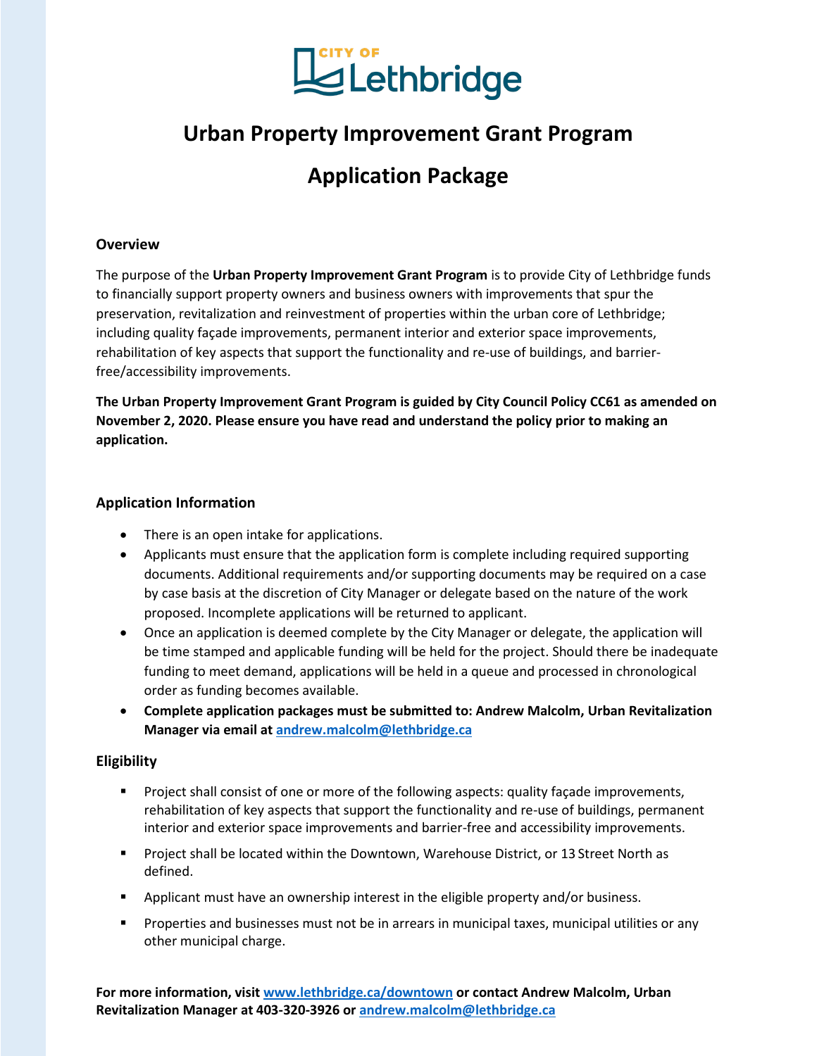CITY OF Lethbridge

# Urban Property Improvement Grant Program

# Application Package

### Overview

The purpose of the **Urban Property Improvement Grant Program** is to provide City of Lethbridge funds to financially support property owners and business owners with improvements that spur the preservation, revitalization and reinvestment of properties within the urban core of Lethbridge; including quality façade improvements, permanent interior and exterior space improvements, rehabilitation of key aspects that support the functionality and re-use of buildings, and barrier-free/accessibility improvements.

**The Urban Property Improvement Grant Program is guided by City Council Policy CC61 as amended on November 2, 2020. Please ensure you have read and understand the policy prior to making an application.**

### Application Information

- There is an open intake for applications.
- Applicants must ensure that the application form is complete including required supporting documents. Additional requirements and/or supporting documents may be required on a case by case basis at the discretion of City Manager or delegate based on the nature of the work proposed. Incomplete applications will be returned to applicant.
- Once an application is deemed complete by the City Manager or delegate, the application will be time stamped and applicable funding will be held for the project. Should there be inadequate funding to meet demand, applications will be held in a queue and processed in chronological order as funding becomes available.
- **Complete application packages must be submitted to: Andrew Malcolm, Urban Revitalization Manager via email at andrew.malcolm@lethbridge.ca**

### Eligibility

- Project shall consist of one or more of the following aspects: quality façade improvements, rehabilitation of key aspects that support the functionality and re-use of buildings, permanent interior and exterior space improvements and barrier-free and accessibility improvements.
- Project shall be located within the Downtown, Warehouse District, or 13 Street North as defined.
- Applicant must have an ownership interest in the eligible property and/or business.
- Properties and businesses must not be in arrears in municipal taxes, municipal utilities or any other municipal charge.

**For more information, visit www.lethbridge.ca/downtown or contact Andrew Malcolm, Urban Revitalization Manager at 403-320-3926 or andrew.malcolm@lethbridge.ca**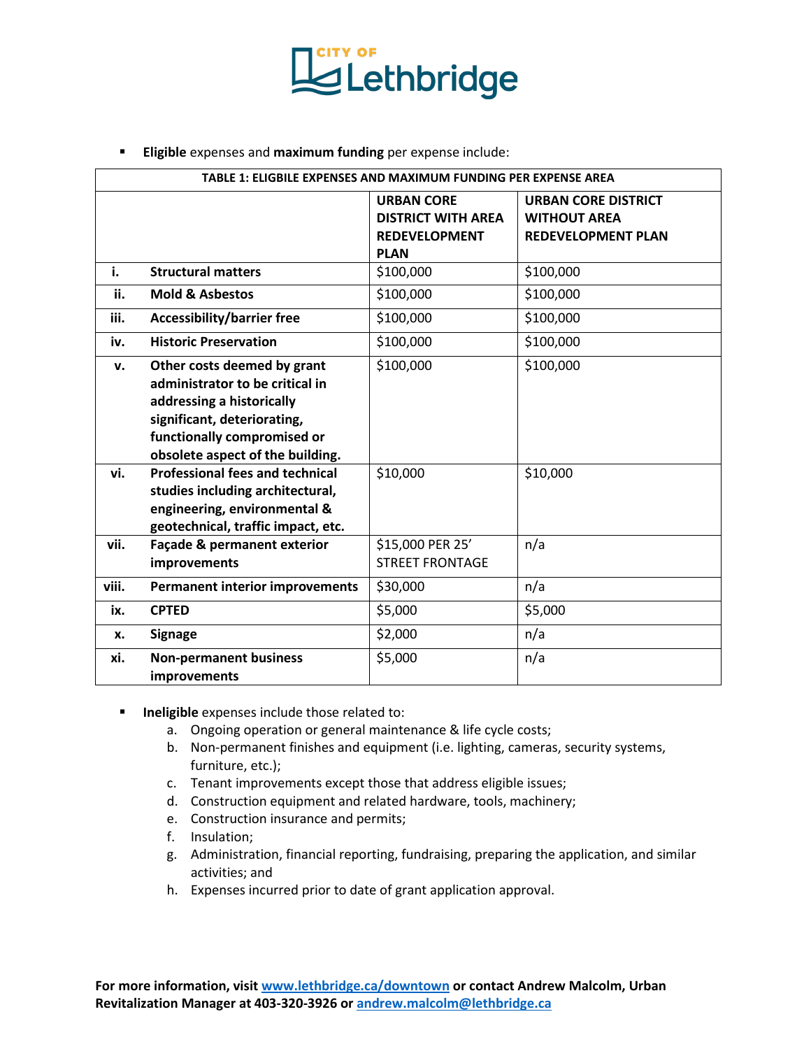- **Eligible** expenses and **maximum funding** per expense include:

| TABLE 1: ELIGBILE EXPENSES AND MAXIMUM FUNDING PER EXPENSE AREA | | | |
|---|---|---|---|
| | | **URBAN CORE DISTRICT WITH AREA REDEVELOPMENT PLAN** | **URBAN CORE DISTRICT WITHOUT AREA REDEVELOPMENT PLAN** |
| **i.** | **Structural matters** | $100,000 | $100,000 |
| **ii.** | **Mold & Asbestos** | $100,000 | $100,000 |
| **iii.** | **Accessibility/barrier free** | $100,000 | $100,000 |
| **iv.** | **Historic Preservation** | $100,000 | $100,000 |
| **v.** | **Other costs deemed by grant administrator to be critical in addressing a historically significant, deteriorating, functionally compromised or obsolete aspect of the building.** | $100,000 | $100,000 |
| **vi.** | **Professional fees and technical studies including architectural, engineering, environmental & geotechnical, traffic impact, etc.** | $10,000 | $10,000 |
| **vii.** | **Façade & permanent exterior improvements** | $15,000 PER 25' STREET FRONTAGE | n/a |
| **viii.** | **Permanent interior improvements** | $30,000 | n/a |
| **ix.** | **CPTED** | $5,000 | $5,000 |
| **x.** | **Signage** | $2,000 | n/a |
| **xi.** | **Non-permanent business improvements** | $5,000 | n/a |

- **Ineligible** expenses include those related to:
  a. Ongoing operation or general maintenance & life cycle costs;
  b. Non-permanent finishes and equipment (i.e. lighting, cameras, security systems, furniture, etc.);
  c. Tenant improvements except those that address eligible issues;
  d. Construction equipment and related hardware, tools, machinery;
  e. Construction insurance and permits;
  f. Insulation;
  g. Administration, financial reporting, fundraising, preparing the application, and similar activities; and
  h. Expenses incurred prior to date of grant application approval.

**For more information, visit [www.lethbridge.ca/downtown](www.lethbridge.ca/downtown) or contact Andrew Malcolm, Urban Revitalization Manager at 403-320-3926 or [andrew.malcolm@lethbridge.ca](mailto:andrew.malcolm@lethbridge.ca)**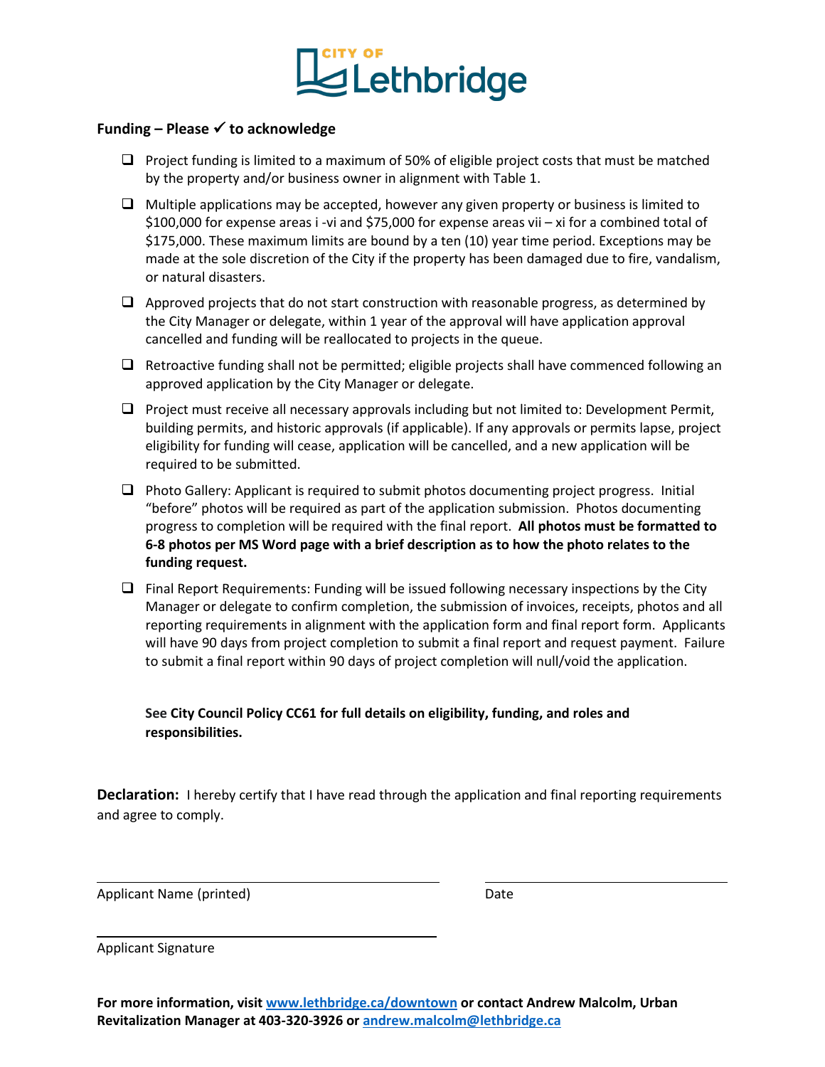**Funding – Please ✓ to acknowledge**

- ❑ Project funding is limited to a maximum of 50% of eligible project costs that must be matched by the property and/or business owner in alignment with Table 1.
- ❑ Multiple applications may be accepted, however any given property or business is limited to $100,000 for expense areas i -vi and $75,000 for expense areas vii – xi for a combined total of $175,000. These maximum limits are bound by a ten (10) year time period. Exceptions may be made at the sole discretion of the City if the property has been damaged due to fire, vandalism, or natural disasters.
- ❑ Approved projects that do not start construction with reasonable progress, as determined by the City Manager or delegate, within 1 year of the approval will have application approval cancelled and funding will be reallocated to projects in the queue.
- ❑ Retroactive funding shall not be permitted; eligible projects shall have commenced following an approved application by the City Manager or delegate.
- ❑ Project must receive all necessary approvals including but not limited to: Development Permit, building permits, and historic approvals (if applicable). If any approvals or permits lapse, project eligibility for funding will cease, application will be cancelled, and a new application will be required to be submitted.
- ❑ Photo Gallery: Applicant is required to submit photos documenting project progress. Initial "before" photos will be required as part of the application submission. Photos documenting progress to completion will be required with the final report. **All photos must be formatted to 6-8 photos per MS Word page with a brief description as to how the photo relates to the funding request.**
- ❑ Final Report Requirements: Funding will be issued following necessary inspections by the City Manager or delegate to confirm completion, the submission of invoices, receipts, photos and all reporting requirements in alignment with the application form and final report form. Applicants will have 90 days from project completion to submit a final report and request payment. Failure to submit a final report within 90 days of project completion will null/void the application.

**See City Council Policy CC61 for full details on eligibility, funding, and roles and responsibilities.**

**Declaration:** I hereby certify that I have read through the application and final reporting requirements and agree to comply.

_______________________________ _______________________

Applicant Name (printed) Date

_______________________________

Applicant Signature

**For more information, visit [www.lethbridge.ca/downtown](www.lethbridge.ca/downtown) or contact Andrew Malcolm, Urban Revitalization Manager at 403-320-3926 or [andrew.malcolm@lethbridge.ca](mailto:andrew.malcolm@lethbridge.ca)**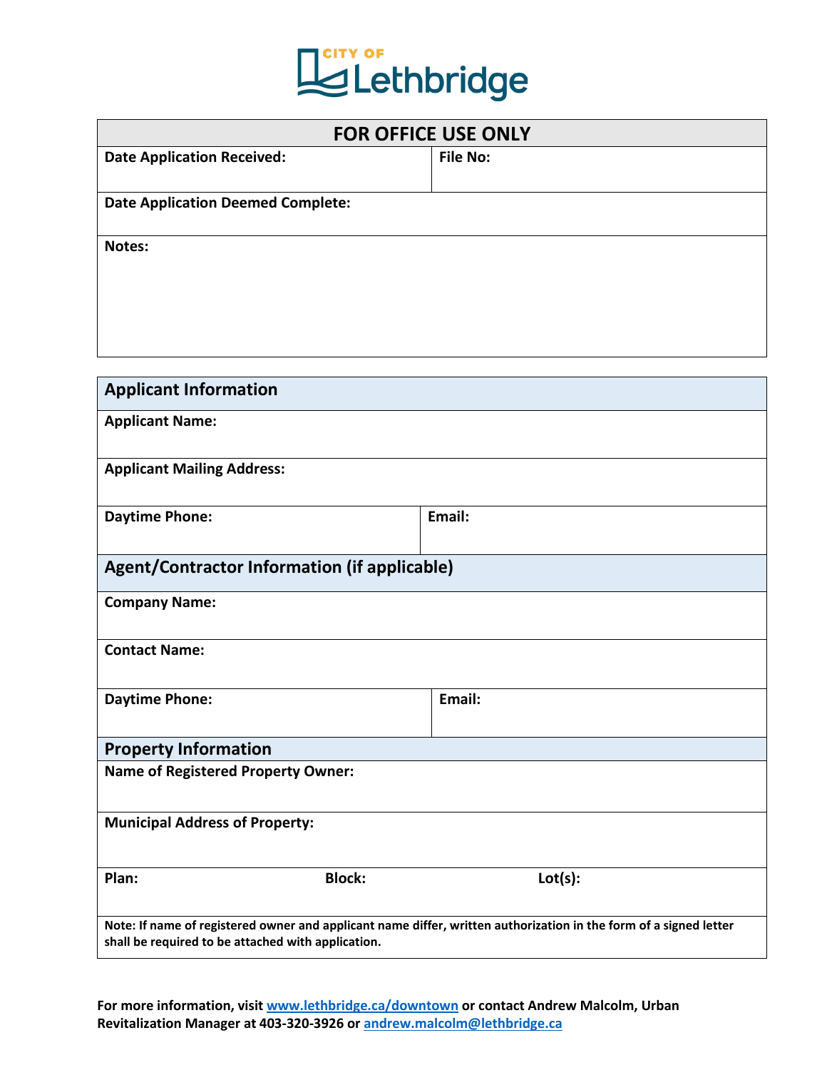CITY OF Lethbridge

| FOR OFFICE USE ONLY | |
|---|---|
| **Date Application Received:** | **File No:** |
| **Date Application Deemed Complete:** | |
| **Notes:** | |

| **Applicant Information** | |
|---|---|
| **Applicant Name:** | |
| **Applicant Mailing Address:** | |
| **Daytime Phone:** | **Email:** |
| **Agent/Contractor Information (if applicable)** | |
| **Company Name:** | |
| **Contact Name:** | |
| **Daytime Phone:** | **Email:** |

| **Property Information** | | |
|---|---|---|
| **Name of Registered Property Owner:** | | |
| **Municipal Address of Property:** | | |
| **Plan:** | **Block:** | **Lot(s):** |
| **Note: If name of registered owner and applicant name differ, written authorization in the form of a signed letter shall be required to be attached with application.** | | |

**For more information, visit [www.lethbridge.ca/downtown](http://www.lethbridge.ca/downtown) or contact Andrew Malcolm, Urban Revitalization Manager at 403-320-3926 or [andrew.malcolm@lethbridge.ca](mailto:andrew.malcolm@lethbridge.ca)**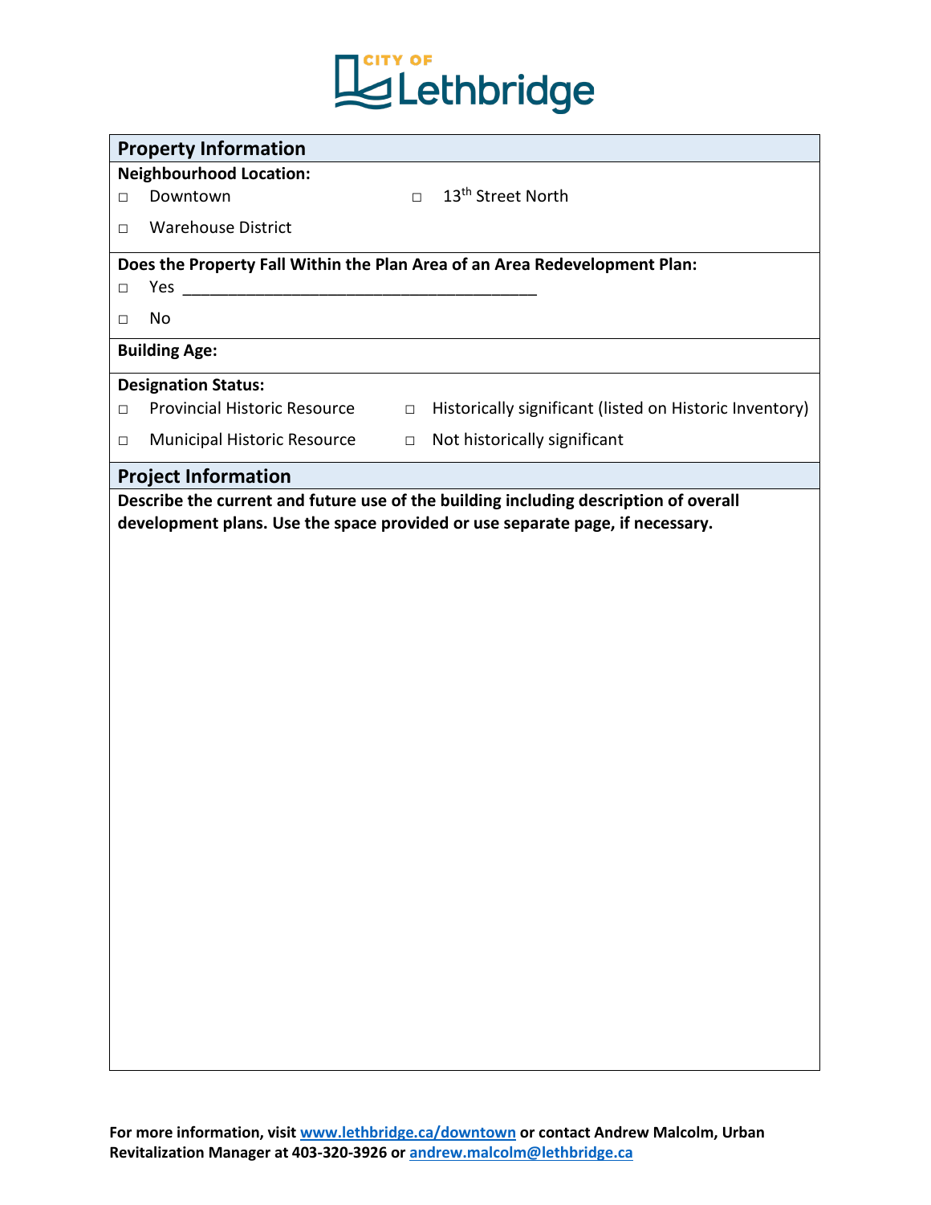CITY OF Lethbridge

## Property Information

**Neighbourhood Location:**

- □ Downtown
- □ 13th Street North
- □ Warehouse District

**Does the Property Fall Within the Plan Area of an Area Redevelopment Plan:**

- □ Yes ________________________________________
- □ No

**Building Age:**

**Designation Status:**

- □ Provincial Historic Resource
- □ Historically significant (listed on Historic Inventory)
- □ Municipal Historic Resource
- □ Not historically significant

## Project Information

**Describe the current and future use of the building including description of overall development plans. Use the space provided or use separate page, if necessary.**

**For more information, visit [www.lethbridge.ca/downtown](http://www.lethbridge.ca/downtown) or contact Andrew Malcolm, Urban Revitalization Manager at 403-320-3926 or [andrew.malcolm@lethbridge.ca](mailto:andrew.malcolm@lethbridge.ca)**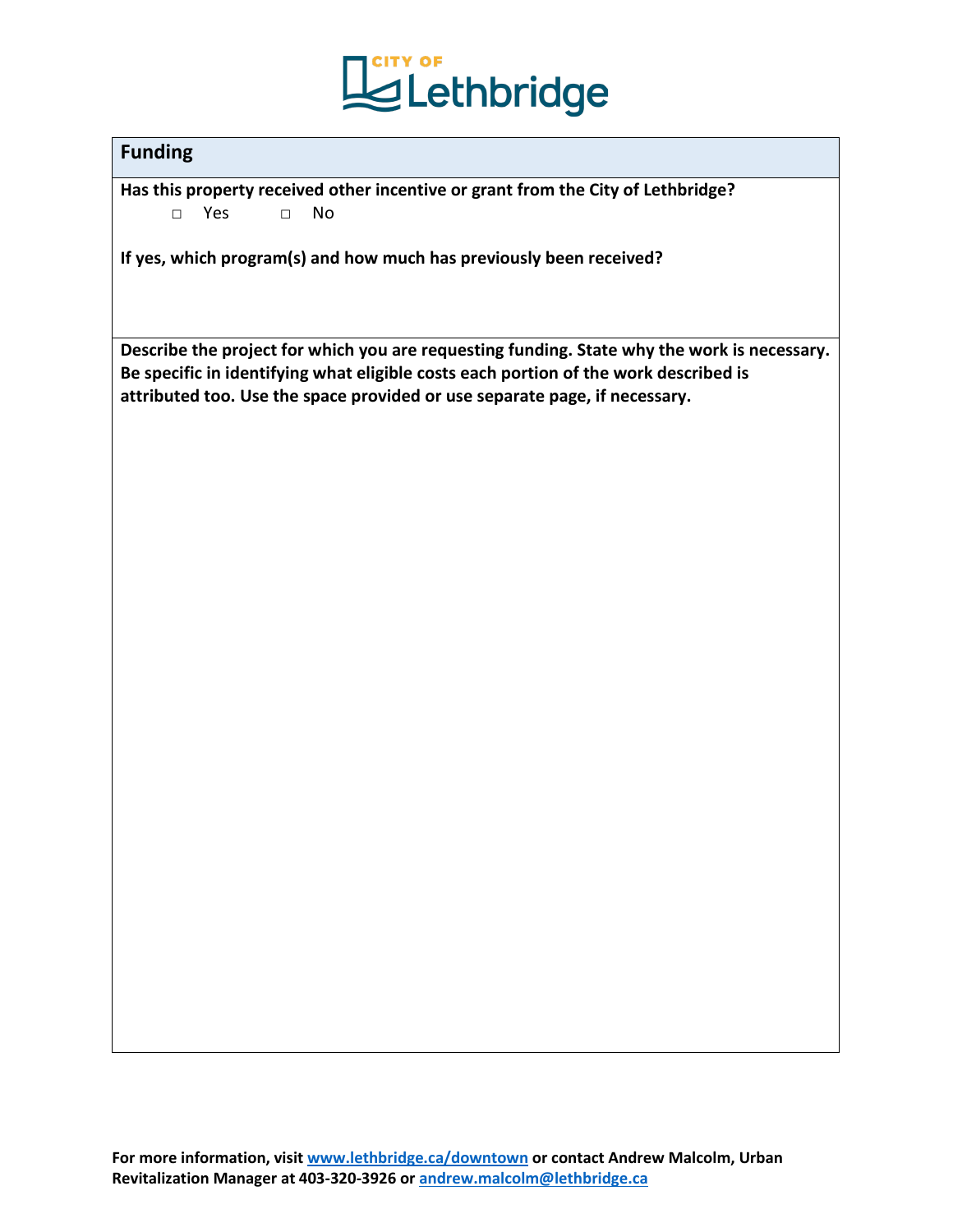## Funding

**Has this property received other incentive or grant from the City of Lethbridge?**

□ Yes □ No

**If yes, which program(s) and how much has previously been received?**

**Describe the project for which you are requesting funding. State why the work is necessary. Be specific in identifying what eligible costs each portion of the work described is attributed too. Use the space provided or use separate page, if necessary.**

**For more information, visit [www.lethbridge.ca/downtown](www.lethbridge.ca/downtown) or contact Andrew Malcolm, Urban Revitalization Manager at 403-320-3926 or [andrew.malcolm@lethbridge.ca](mailto:andrew.malcolm@lethbridge.ca)**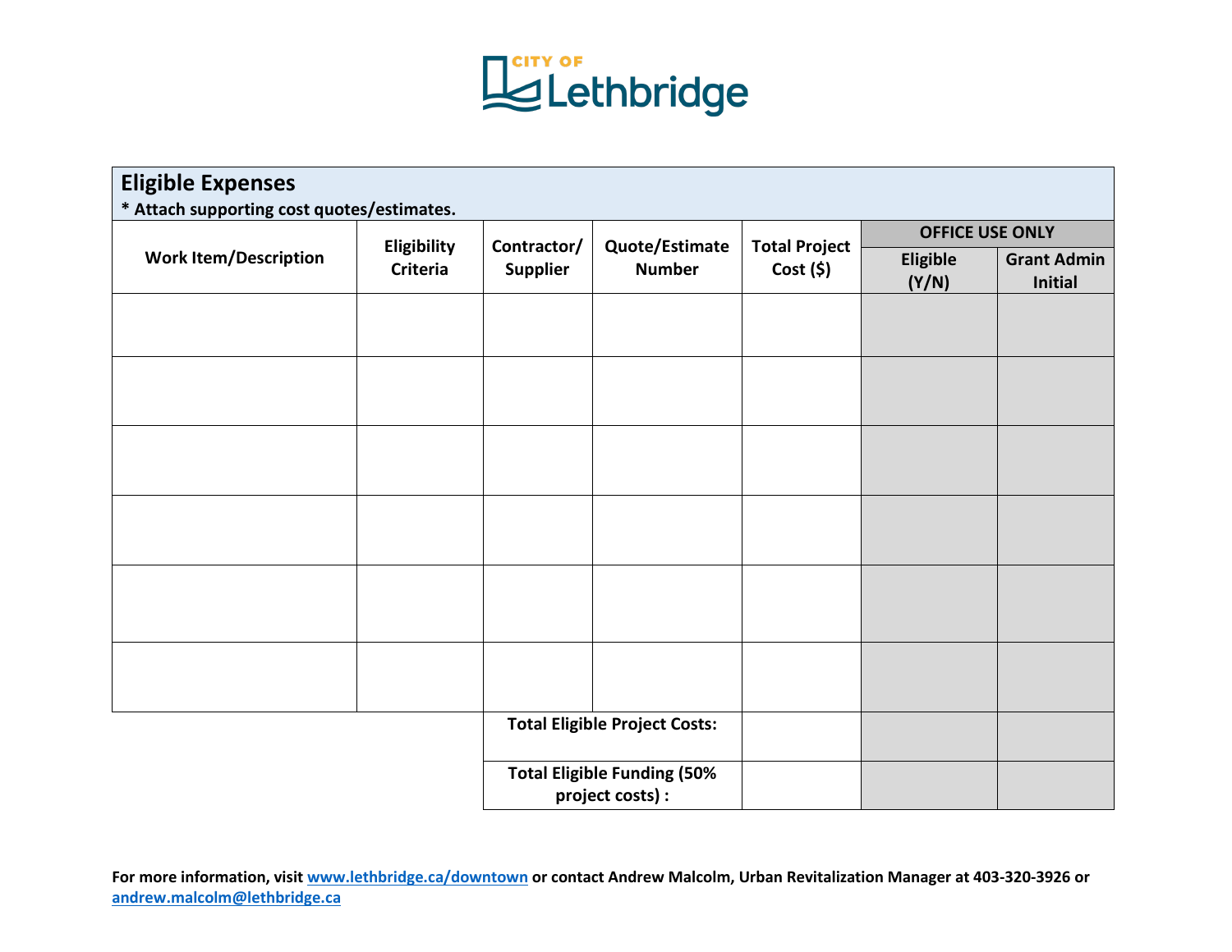CITY OF Lethbridge

## Eligible Expenses

**\* Attach supporting cost quotes/estimates.**

| Work Item/Description | Eligibility Criteria | Contractor/ Supplier | Quote/Estimate Number | Total Project Cost ($) | OFFICE USE ONLY | |
|---|---|---|---|---|---|---|
| | | | | | Eligible (Y/N) | Grant Admin Initial |
| | | | | | | |
| | | | | | | |
| | | | | | | |
| | | | | | | |
| | | | | | | |
| | | | | | | |
| | | **Total Eligible Project Costs:** | | | | |
| | | **Total Eligible Funding (50% project costs) :** | | | | |

**For more information, visit [www.lethbridge.ca/downtown](http://www.lethbridge.ca/downtown) or contact Andrew Malcolm, Urban Revitalization Manager at 403-320-3926 or [andrew.malcolm@lethbridge.ca](mailto:andrew.malcolm@lethbridge.ca)**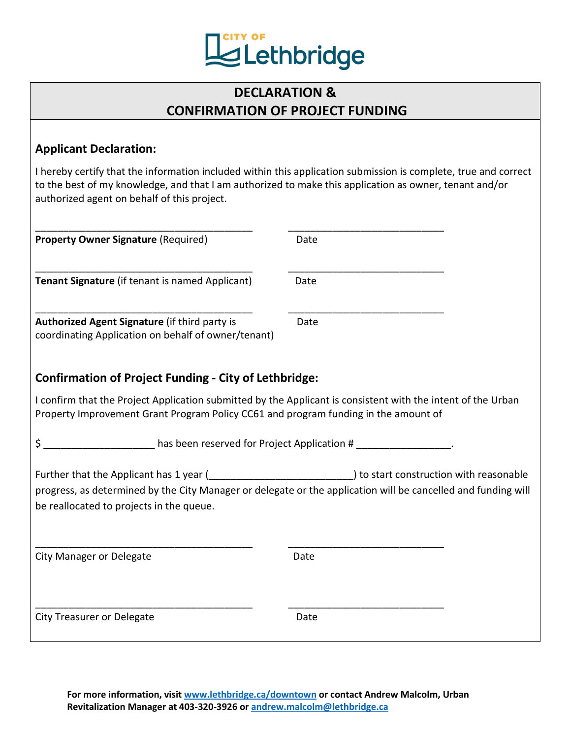CITY OF Lethbridge

# DECLARATION & CONFIRMATION OF PROJECT FUNDING

## Applicant Declaration:

I hereby certify that the information included within this application submission is complete, true and correct to the best of my knowledge, and that I am authorized to make this application as owner, tenant and/or authorized agent on behalf of this project.

_______________________________________ \_\_\_\_\_\_\_\_\_\_\_\_\_\_\_\_\_\_\_\_\_\_\_\_\_\_\_\_\_\_

**Property Owner Signature** (Required) Date

_______________________________________ \_\_\_\_\_\_\_\_\_\_\_\_\_\_\_\_\_\_\_\_\_\_\_\_\_\_\_\_\_\_

**Tenant Signature** (if tenant is named Applicant) Date

_______________________________________ \_\_\_\_\_\_\_\_\_\_\_\_\_\_\_\_\_\_\_\_\_\_\_\_\_\_\_\_\_\_

**Authorized Agent Signature** (if third party is coordinating Application on behalf of owner/tenant) Date

## Confirmation of Project Funding - City of Lethbridge:

I confirm that the Project Application submitted by the Applicant is consistent with the intent of the Urban Property Improvement Grant Program Policy CC61 and program funding in the amount of

$ ____________________ has been reserved for Project Application # _________________.

Further that the Applicant has 1 year (_________________________) to start construction with reasonable progress, as determined by the City Manager or delegate or the application will be cancelled and funding will be reallocated to projects in the queue.

_______________________________________ \_\_\_\_\_\_\_\_\_\_\_\_\_\_\_\_\_\_\_\_\_\_\_\_\_\_\_\_\_\_

City Manager or Delegate Date

_______________________________________ \_\_\_\_\_\_\_\_\_\_\_\_\_\_\_\_\_\_\_\_\_\_\_\_\_\_\_\_\_\_

City Treasurer or Delegate Date

**For more information, visit [www.lethbridge.ca/downtown](http://www.lethbridge.ca/downtown) or contact Andrew Malcolm, Urban Revitalization Manager at 403-320-3926 or [andrew.malcolm@lethbridge.ca](mailto:andrew.malcolm@lethbridge.ca)**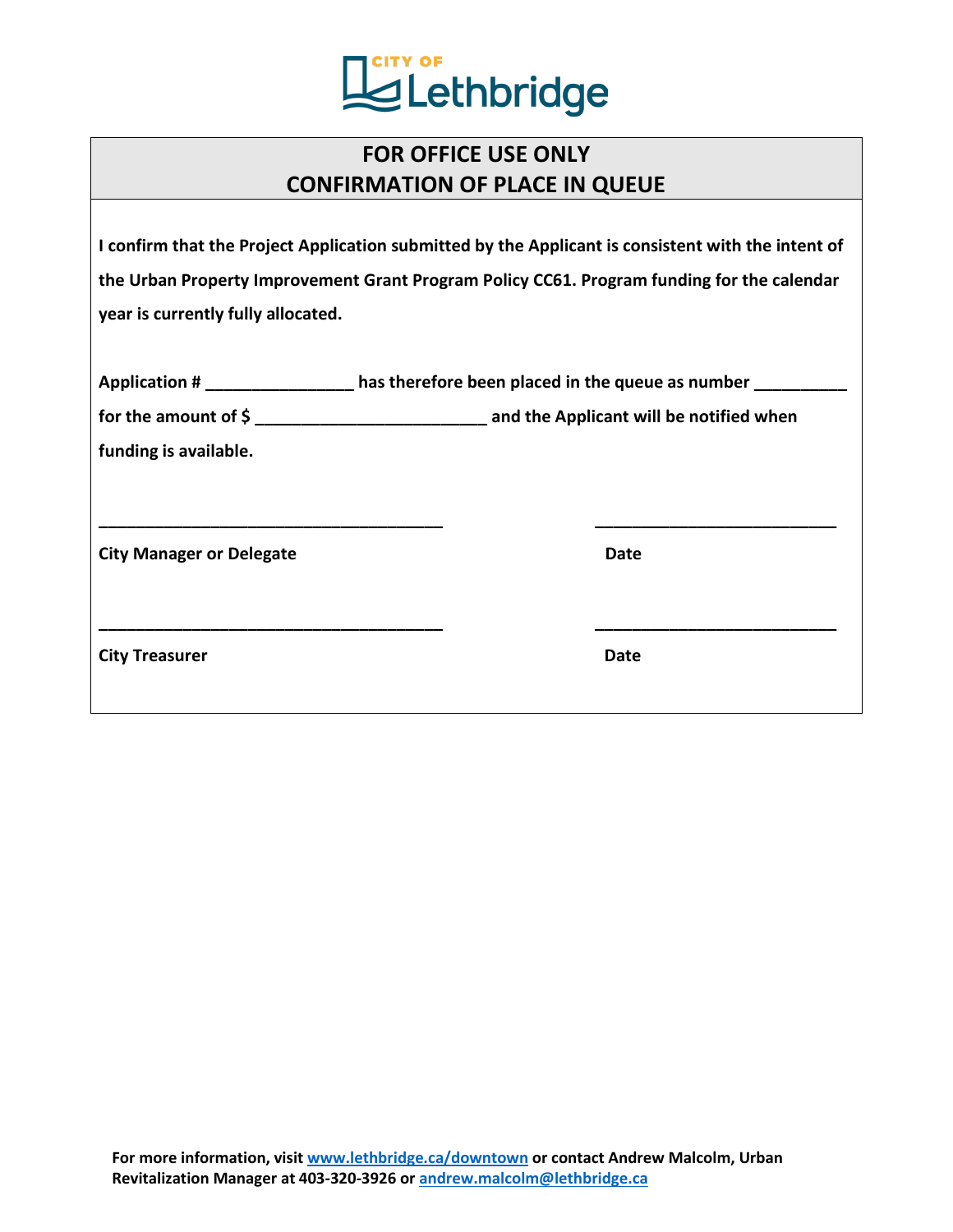## FOR OFFICE USE ONLY
## CONFIRMATION OF PLACE IN QUEUE

**I confirm that the Project Application submitted by the Applicant is consistent with the intent of the Urban Property Improvement Grant Program Policy CC61. Program funding for the calendar year is currently fully allocated.**

**Application # ________________ has therefore been placed in the queue as number __________ for the amount of $ _________________________ and the Applicant will be notified when funding is available.**

_____________________________________ ___________________________

**City Manager or Delegate** **Date**

_____________________________________ ___________________________

**City Treasurer** **Date**

**For more information, visit [www.lethbridge.ca/downtown](http://www.lethbridge.ca/downtown) or contact Andrew Malcolm, Urban Revitalization Manager at 403-320-3926 or [andrew.malcolm@lethbridge.ca](mailto:andrew.malcolm@lethbridge.ca)**